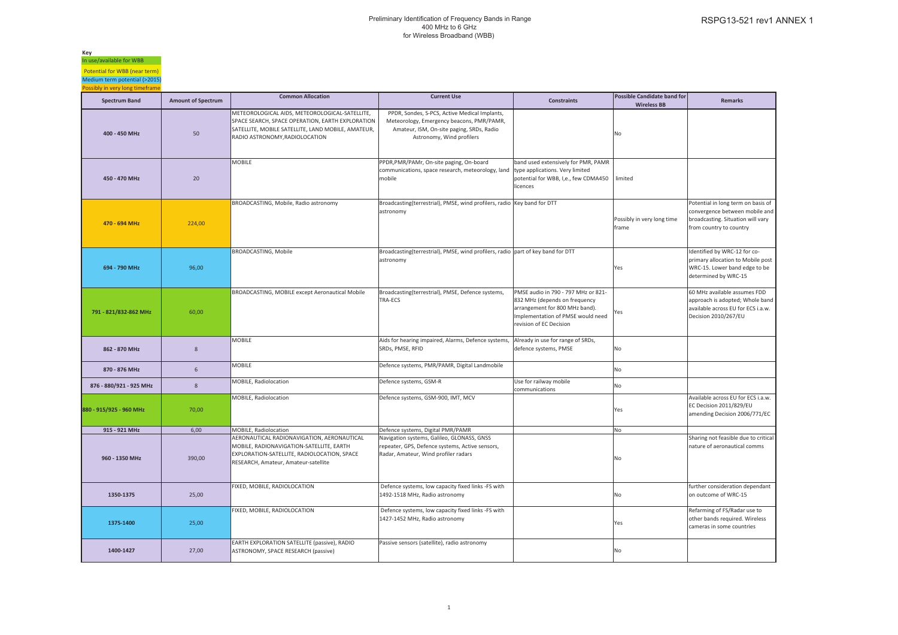# Preliminary Identification of Frequency Bands in Range 400 MHz to 6 GHz for Wireless Broadband (WBB)

RSPG13-521 rev1 ANNEX 1

**Key**

- In use/available for WBB
- Potential for WBB (near term)
- Medium term potential (>2015)
- Possibly in very long timeframe

| Spectrum Band | Amount of Spectrum | Common Allocation | Current Use | Constraints | Possible Candidate band for Wireless BB | Remarks |
|---|---|---|---|---|---|---|
| 400 - 450 MHz | 50 | METEOROLOGICAL AIDS, METEOROLOGICAL-SATELLITE, SPACE SEARCH, SPACE OPERATION, EARTH EXPLORATION SATELLITE, MOBILE SATELLITE, LAND MOBILE, AMATEUR, RADIO ASTRONOMY,RADIOLOCATION | PPDR, Sondes, S-PCS, Active Medical Implants, Meteorology, Emergency beacons, PMR/PAMR, Amateur, ISM, On-site paging, SRDs, Radio Astronomy, Wind profilers | | No | |
| 450 - 470 MHz | 20 | MOBILE | PPDR,PMR/PAMr, On-site paging, On-board communications, space research, meteorology, land mobile | band used extensively for PMR, PAMR type applications. Very limited potential for WBB, I,e., few CDMA450 licences | limited | |
| 470 - 694 MHz | 224,00 | BROADCASTING, Mobile, Radio astronomy | Broadcasting(terrestrial), PMSE, wind profilers, radio astronomy | Key band for DTT | Possibly in very long time frame | Potential in long term on basis of convergence between mobile and broadcasting. Situation will vary from country to country |
| 694 - 790 MHz | 96,00 | BROADCASTING, Mobile | Broadcasting(terrestrial), PMSE, wind profilers, radio astronomy | part of key band for DTT | Yes | Identified by WRC-12 for co-primary allocation to Mobile post WRC-15. Lower band edge to be determined by WRC-15 |
| 791 - 821/832-862 MHz | 60,00 | BROADCASTING, MOBILE except Aeronautical Mobile | Broadcasting(terrestrial), PMSE, Defence systems, TRA-ECS | PMSE audio in 790 - 797 MHz or 821-832 MHz (depends on frequency arrangement for 800 MHz band). Implementation of PMSE would need revision of EC Decision | Yes | 60 MHz available assumes FDD approach is adopted; Whole band available across EU for ECS i.a.w. Decision 2010/267/EU |
| 862 - 870 MHz | 8 | MOBILE | Aids for hearing impaired, Alarms, Defence systems, SRDs, PMSE, RFID | Already in use for range of SRDs, defence systems, PMSE | No | |
| 870 - 876 MHz | 6 | MOBILE | Defence systems, PMR/PAMR, Digital Landmobile | | No | |
| 876 - 880/921 - 925 MHz | 8 | MOBILE, Radiolocation | Defence systems, GSM-R | Use for railway mobile communications | No | |
| 880 - 915/925 - 960 MHz | 70,00 | MOBILE, Radiolocation | Defence systems, GSM-900, IMT, MCV | | Yes | Available across EU for ECS i.a.w. EC Decision 2011/829/EU amending Decision 2006/771/EC |
| 915 - 921 MHz | 6,00 | MOBILE, Radiolocation | Defence systems, Digital PMR/PAMR | | No | |
| 960 - 1350 MHz | 390,00 | AERONAUTICAL RADIONAVIGATION, AERONAUTICAL MOBILE, RADIONAVIGATION-SATELLITE, EARTH EXPLORATION-SATELLITE, RADIOLOCATION, SPACE RESEARCH, Amateur, Amateur-satellite | Navigation systems, Galileo, GLONASS, GNSS repeater, GPS, Defence systems, Active sensors, Radar, Amateur, Wind profiler radars | | No | Sharing not feasible due to critical nature of aeronautical comms |
| 1350-1375 | 25,00 | FIXED, MOBILE, RADIOLOCATION | Defence systems, low capacity fixed links -FS with 1492-1518 MHz, Radio astronomy | | No | further consideration dependant on outcome of WRC-15 |
| 1375-1400 | 25,00 | FIXED, MOBILE, RADIOLOCATION | Defence systems, low capacity fixed links -FS with 1427-1452 MHz, Radio astronomy | | Yes | Refarming of FS/Radar use to other bands required. Wireless cameras in some countries |
| 1400-1427 | 27,00 | EARTH EXPLORATION SATELLITE (passive), RADIO ASTRONOMY, SPACE RESEARCH (passive) | Passive sensors (satellite), radio astronomy | | No | |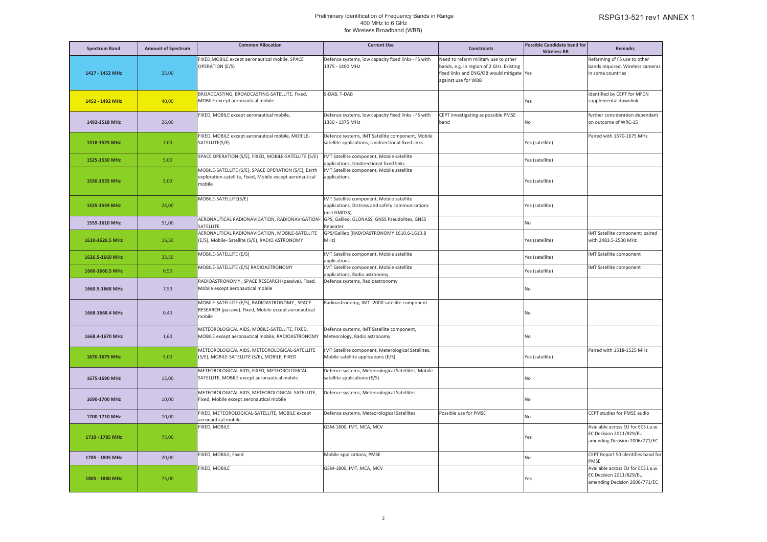Preliminary Identification of Frequency Bands in Range
400 MHz to 6 GHz
for Wireless Broadband (WBB)

RSPG13-521 rev1 ANNEX 1

| Spectrum Band | Amount of Spectrum | Common Allocation | Current Use | Constraints | Possible Candidate band for Wireless BB | Remarks |
|---|---|---|---|---|---|---|
| 1427 - 1452 MHz | 25,00 | FIXED,MOBILE except aeronautical mobile, SPACE OPERATION (E/S) | Defence systems, low capacity fixed links - FS with 1375 - 1400 MHz | Need to refarm military use to other bands, e.g. in region of 2 GHz. Existing fixed links and ENG/OB would mitigate against use for WBB | Yes | Refarming of FS use to other bands required. Wireless cameras in some countries |
| 1452 - 1492 MHz | 40,00 | BROADCASTING, BROADCASTING-SATELLITE, Fixed, MOBILE except aeronautical mobile | S-DAB, T-DAB | | Yes | Identified by CEPT for MFCN supplemental downlink |
| 1492-1518 MHz | 26,00 | FIXED, MOBILE except aeronautical mobile, | Defence systems, low capacity fixed links - FS with 1350 - 1375 MHz | CEPT investigating as possible PMSE band | No | further consideration dependant on outcome of WRC-15 |
| 1518-1525 MHz | 7,00 | FIXED, MOBILE except aeronautical mobile, MOBILE-SATELLITE(S/E) | Defence systems, IMT Satellite component, Mobile satellite applications, Unidirectional fixed links | | Yes (satellite) | Paired with 1670-1675 MHz |
| 1525-1530 MHz | 5,00 | SPACE OPERATION (S/E), FIXED, MOBILE-SATELLITE (S/E) | IMT Satellite component, Mobile satellite applications, Unidirectional fixed links | | Yes (satellite) | |
| 1530-1535 MHz | 5,00 | MOBILE-SATELLITE (S/E), SPACE OPERATION (S/E), Earth exploration-satellite, Fixed, Mobile except aeronautical mobile | IMT Satellite component, Mobile satellite applications | | Yes (satellite) | |
| 1535-1559 MHz | 24,00 | MOBILE-SATELLITE(S/E) | IMT Satellite component, Mobile satellite applications, Distress and safety communications (incl GMDSS) | | Yes (satellite) | |
| 1559-1610 MHz | 51,00 | AERONAUTICAL RADIONAVIGATION, RADIONAVIGATION-SATELLITE | GPS, Galileo, GLONASS, GNSS Pseudolites, GNSS Repeater | | No | |
| 1610-1626.5 MHz | 16,50 | AERONAUTICAL RADIONAVIGATION, MOBILE-SATELLITE (E/S), Mobile- Satellite (S/E), RADIO ASTRONOMY | GPS/Galileo (RADIOASTRONOMY 1610.6-1613.8 MHz) | | Yes (satellite) | IMT Satellite component: paired with 2483.5-2500 MHz |
| 1626.5-1660 MHz | 33,50 | MOBILE-SATELLITE (E/S) | IMT Satellite component, Mobile satellite applications | | Yes (satellite) | IMT Satellite component |
| 1660-1660.5 MHz | 0,50 | MOBILE-SATELLITE (E/S) RADIOASTRONOMY | IMT Satellite component, Mobile satellite applications, Radio astronomy | | Yes (satellite) | IMT Satellite component |
| 1660.5-1668 MHz | 7,50 | RADIOASTRONOMY , SPACE RESEARCH (passive), Fixed, Mobile except aeronautical mobile | Defence systems, Radioastronomy | | No | |
| 1668-1668.4 MHz | 0,40 | MOBILE-SATELLITE (E/S), RADIOASTRONOMY , SPACE RESEARCH (passive), Fixed, Mobile except aeronautical mobile | Radioastronomy, IMT -2000 satellite component | | No | |
| 1668.4-1670 MHz | 1,60 | METEOROLOGICAL AIDS, MOBILE-SATELLITE, FIXED. MOBILE except aeronautical mobile, RADIOASTRONOMY | Defence systems, IMT Satellite component, Meteorology, Radio astronomy | | No | |
| 1670-1675 MHz | 5,00 | METEOROLOGICAL AIDS, METEOROLOGICAL-SATELLITE (S/E), MOBILE-SATELLITE (S/E), MOBILE, FIXED | IMT Satellite component, Meterological Satellites, Mobile satellite applications (E/S) | | Yes (satellite) | Paired with 1518-1525 MHz |
| 1675-1690 MHz | 15,00 | METEOROLOGICAL AIDS, FIXED, METEOROLOGICAL-SATELLITE, MOBILE except aeronautical mobile | Defence systems, Meteorological Satellites, Mobile satellite applications (E/S) | | No | |
| 1690-1700 MHz | 10,00 | METEOROLOGICAL AIDS, METEOROLOGICAL-SATELLITE, Fixed, Mobile except aeronautical mobile | Defence systems, Meteorological Satellites | | No | |
| 1700-1710 MHz | 10,00 | FIXED, METEOROLOGICAL-SATELLITE, MOBILE except aeronautical mobile | Defence systems, Meteorological Satellites | Possible use for PMSE | No | CEPT studies for PMSE audio |
| 1710 - 1785 MHz | 75,00 | FIXED, MOBILE | GSM-1800, IMT, MCA, MCV | | Yes | Available across EU for ECS i.a.w. EC Decision 2011/829/EU amending Decision 2006/771/EC |
| 1785 - 1805 MHz | 20,00 | FIXED, MOBILE, Fixed | Mobile applications, PMSE | | No | CEPT Report 50 identifies band for PMSE |
| 1805 - 1880 MHz | 75,00 | FIXED, MOBILE | GSM-1800, IMT, MCA, MCV | | Yes | Available across EU for ECS i.a.w. EC Decision 2011/829/EU amending Decision 2006/771/EC |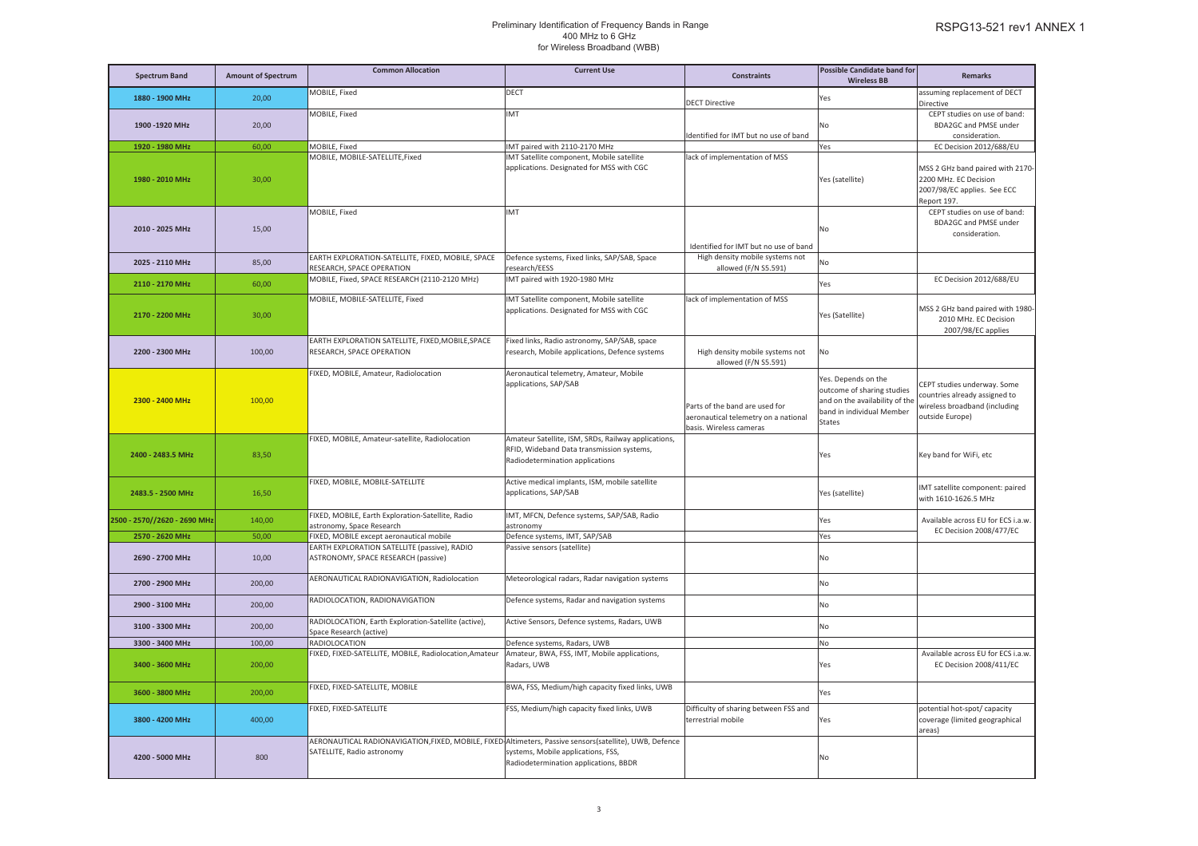# Preliminary Identification of Frequency Bands in Range 400 MHz to 6 GHz for Wireless Broadband (WBB)

| Spectrum Band | Amount of Spectrum | Common Allocation | Current Use | Constraints | Possible Candidate band for Wireless BB | Remarks |
|---|---|---|---|---|---|---|
| 1880 - 1900 MHz | 20,00 | MOBILE, Fixed | DECT | DECT Directive | Yes | assuming replacement of DECT Directive |
| 1900 -1920 MHz | 20,00 | MOBILE, Fixed | IMT | Identified for IMT but no use of band | No | CEPT studies on use of band: BDA2GC and PMSE under consideration. |
| 1920 - 1980 MHz | 60,00 | MOBILE, Fixed | IMT paired with 2110-2170 MHz | | Yes | EC Decision 2012/688/EU |
| 1980 - 2010 MHz | 30,00 | MOBILE, MOBILE-SATELLITE,Fixed | IMT Satellite component, Mobile satellite applications. Designated for MSS with CGC | lack of implementation of MSS | Yes (satellite) | MSS 2 GHz band paired with 2170-2200 MHz. EC Decision 2007/98/EC applies. See ECC Report 197. |
| 2010 - 2025 MHz | 15,00 | MOBILE, Fixed | IMT | Identified for IMT but no use of band | No | CEPT studies on use of band: BDA2GC and PMSE under consideration. |
| 2025 - 2110 MHz | 85,00 | EARTH EXPLORATION-SATELLITE, FIXED, MOBILE, SPACE RESEARCH, SPACE OPERATION | Defence systems, Fixed links, SAP/SAB, Space research/EESS | High density mobile systems not allowed (F/N S5.591) | No | |
| 2110 - 2170 MHz | 60,00 | MOBILE, Fixed, SPACE RESEARCH (2110-2120 MHz) | IMT paired with 1920-1980 MHz | | Yes | EC Decision 2012/688/EU |
| 2170 - 2200 MHz | 30,00 | MOBILE, MOBILE-SATELLITE, Fixed | IMT Satellite component, Mobile satellite applications. Designated for MSS with CGC | lack of implementation of MSS | Yes (Satellite) | MSS 2 GHz band paired with 1980-2010 MHz. EC Decision 2007/98/EC applies |
| 2200 - 2300 MHz | 100,00 | EARTH EXPLORATION SATELLITE, FIXED,MOBILE,SPACE RESEARCH, SPACE OPERATION | Fixed links, Radio astronomy, SAP/SAB, space research, Mobile applications, Defence systems | High density mobile systems not allowed (F/N S5.591) | No | |
| 2300 - 2400 MHz | 100,00 | FIXED, MOBILE, Amateur, Radiolocation | Aeronautical telemetry, Amateur, Mobile applications, SAP/SAB | Parts of the band are used for aeronautical telemetry on a national basis. Wireless cameras | Yes. Depends on the outcome of sharing studies and on the availability of the band in individual Member States | CEPT studies underway. Some countries already assigned to wireless broadband (including outside Europe) |
| 2400 - 2483.5 MHz | 83,50 | FIXED, MOBILE, Amateur-satellite, Radiolocation | Amateur Satellite, ISM, SRDs, Railway applications, RFID, Wideband Data transmission systems, Radiodetermination applications | | Yes | Key band for WiFi, etc |
| 2483.5 - 2500 MHz | 16,50 | FIXED, MOBILE, MOBILE-SATELLITE | Active medical implants, ISM, mobile satellite applications, SAP/SAB | | Yes (satellite) | IMT satellite component: paired with 1610-1626.5 MHz |
| 2500 - 2570//2620 - 2690 MHz | 140,00 | FIXED, MOBILE, Earth Exploration-Satellite, Radio astronomy, Space Research | IMT, MFCN, Defence systems, SAP/SAB, Radio astronomy | | Yes | Available across EU for ECS i.a.w. EC Decision 2008/477/EC |
| 2570 - 2620 MHz | 50,00 | FIXED, MOBILE except aeronautical mobile | Defence systems, IMT, SAP/SAB | | Yes | |
| 2690 - 2700 MHz | 10,00 | EARTH EXPLORATION SATELLITE (passive), RADIO ASTRONOMY, SPACE RESEARCH (passive) | Passive sensors (satellite) | | No | |
| 2700 - 2900 MHz | 200,00 | AERONAUTICAL RADIONAVIGATION, Radiolocation | Meteorological radars, Radar navigation systems | | No | |
| 2900 - 3100 MHz | 200,00 | RADIOLOCATION, RADIONAVIGATION | Defence systems, Radar and navigation systems | | No | |
| 3100 - 3300 MHz | 200,00 | RADIOLOCATION, Earth Exploration-Satellite (active), Space Research (active) | Active Sensors, Defence systems, Radars, UWB | | No | |
| 3300 - 3400 MHz | 100,00 | RADIOLOCATION | Defence systems, Radars, UWB | | No | |
| 3400 - 3600 MHz | 200,00 | FIXED, FIXED-SATELLITE, MOBILE, Radiolocation,Amateur | Amateur, BWA, FSS, IMT, Mobile applications, Radars, UWB | | Yes | Available across EU for ECS i.a.w. EC Decision 2008/411/EC |
| 3600 - 3800 MHz | 200,00 | FIXED, FIXED-SATELLITE, MOBILE | BWA, FSS, Medium/high capacity fixed links, UWB | | Yes | |
| 3800 - 4200 MHz | 400,00 | FIXED, FIXED-SATELLITE | FSS, Medium/high capacity fixed links, UWB | Difficulty of sharing between FSS and terrestrial mobile | Yes | potential hot-spot/ capacity coverage (limited geographical areas) |
| 4200 - 5000 MHz | 800 | AERONAUTICAL RADIONAVIGATION,FIXED, MOBILE, FIXED-SATELLITE, Radio astronomy | Altimeters, Passive sensors(satellite), UWB, Defence systems, Mobile applications, FSS, Radiodetermination applications, BBDR | | No | |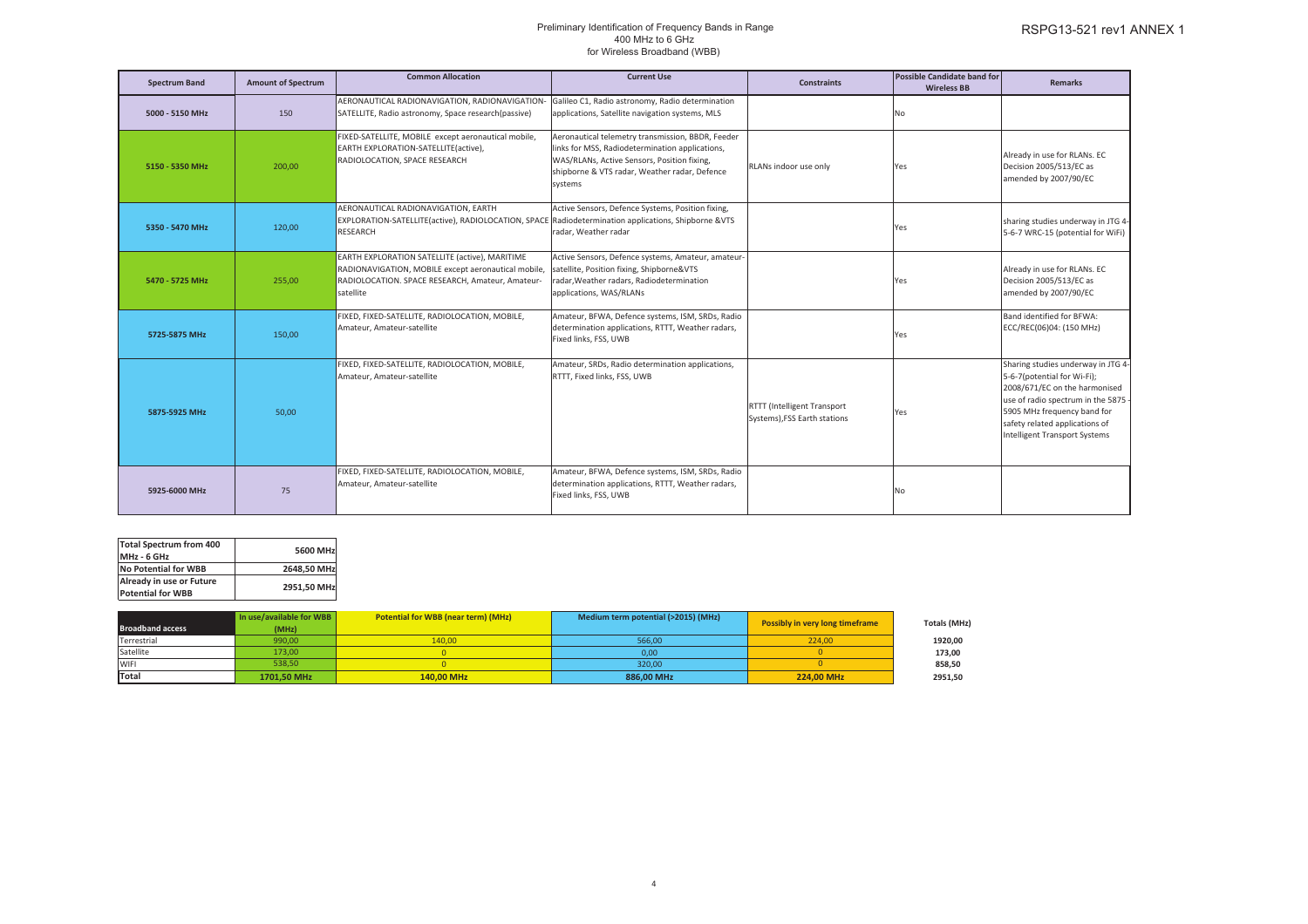Preliminary Identification of Frequency Bands in Range
400 MHz to 6 GHz
for Wireless Broadband (WBB)

RSPG13-521 rev1 ANNEX 1

| Spectrum Band | Amount of Spectrum | Common Allocation | Current Use | Constraints | Possible Candidate band for Wireless BB | Remarks |
|---|---|---|---|---|---|---|
| 5000 - 5150 MHz | 150 | AERONAUTICAL RADIONAVIGATION, RADIONAVIGATION-SATELLITE, Radio astronomy, Space research(passive) | Galileo C1, Radio astronomy, Radio determination applications, Satellite navigation systems, MLS | | No | |
| 5150 - 5350 MHz | 200,00 | FIXED-SATELLITE, MOBILE except aeronautical mobile, EARTH EXPLORATION-SATELLITE(active), RADIOLOCATION, SPACE RESEARCH | Aeronautical telemetry transmission, BBDR, Feeder links for MSS, Radiodetermination applications, WAS/RLANs, Active Sensors, Position fixing, shipborne & VTS radar, Weather radar, Defence systems | RLANs indoor use only | Yes | Already in use for RLANs. EC Decision 2005/513/EC as amended by 2007/90/EC |
| 5350 - 5470 MHz | 120,00 | AERONAUTICAL RADIONAVIGATION, EARTH EXPLORATION-SATELLITE(active), RADIOLOCATION, SPACE RESEARCH | Active Sensors, Defence Systems, Position fixing, Radiodetermination applications, Shipborne &VTS radar, Weather radar | | Yes | sharing studies underway in JTG 4-5-6-7 WRC-15 (potential for WiFi) |
| 5470 - 5725 MHz | 255,00 | EARTH EXPLORATION SATELLITE (active), MARITIME RADIONAVIGATION, MOBILE except aeronautical mobile, RADIOLOCATION. SPACE RESEARCH, Amateur, Amateur-satellite | Active Sensors, Defence systems, Amateur, amateur-satellite, Position fixing, Shipborne&VTS radar,Weather radars, Radiodetermination applications, WAS/RLANs | | Yes | Already in use for RLANs. EC Decision 2005/513/EC as amended by 2007/90/EC |
| 5725-5875 MHz | 150,00 | FIXED, FIXED-SATELLITE, RADIOLOCATION, MOBILE, Amateur, Amateur-satellite | Amateur, BFWA, Defence systems, ISM, SRDs, Radio determination applications, RTTT, Weather radars, Fixed links, FSS, UWB | | Yes | Band identified for BFWA: ECC/REC(06)04: (150 MHz) |
| 5875-5925 MHz | 50,00 | FIXED, FIXED-SATELLITE, RADIOLOCATION, MOBILE, Amateur, Amateur-satellite | Amateur, SRDs, Radio determination applications, RTTT, Fixed links, FSS, UWB | RTTT (Intelligent Transport Systems),FSS Earth stations | Yes | Sharing studies underway in JTG 4-5-6-7(potential for Wi-Fi); 2008/671/EC on the harmonised use of radio spectrum in the 5875 - 5905 MHz frequency band for safety related applications of Intelligent Transport Systems |
| 5925-6000 MHz | 75 | FIXED, FIXED-SATELLITE, RADIOLOCATION, MOBILE, Amateur, Amateur-satellite | Amateur, BFWA, Defence systems, ISM, SRDs, Radio determination applications, RTTT, Weather radars, Fixed links, FSS, UWB | | No | |

| | |
|---|---|
| Total Spectrum from 400 MHz - 6 GHz | 5600 MHz |
| No Potential for WBB | 2648,50 MHz |
| Already in use or Future Potential for WBB | 2951,50 MHz |

| Broadband access | In use/available for WBB (MHz) | Potential for WBB (near term) (MHz) | Medium term potential (>2015) (MHz) | Possibly in very long timeframe | Totals (MHz) |
|---|---|---|---|---|---|
| Terrestrial | 990,00 | 140,00 | 566,00 | 224,00 | 1920,00 |
| Satellite | 173,00 | 0 | 0,00 | 0 | 173,00 |
| WIFI | 538,50 | 0 | 320,00 | 0 | 858,50 |
| Total | 1701,50 MHz | 140,00 MHz | 886,00 MHz | 224,00 MHz | 2951,50 |